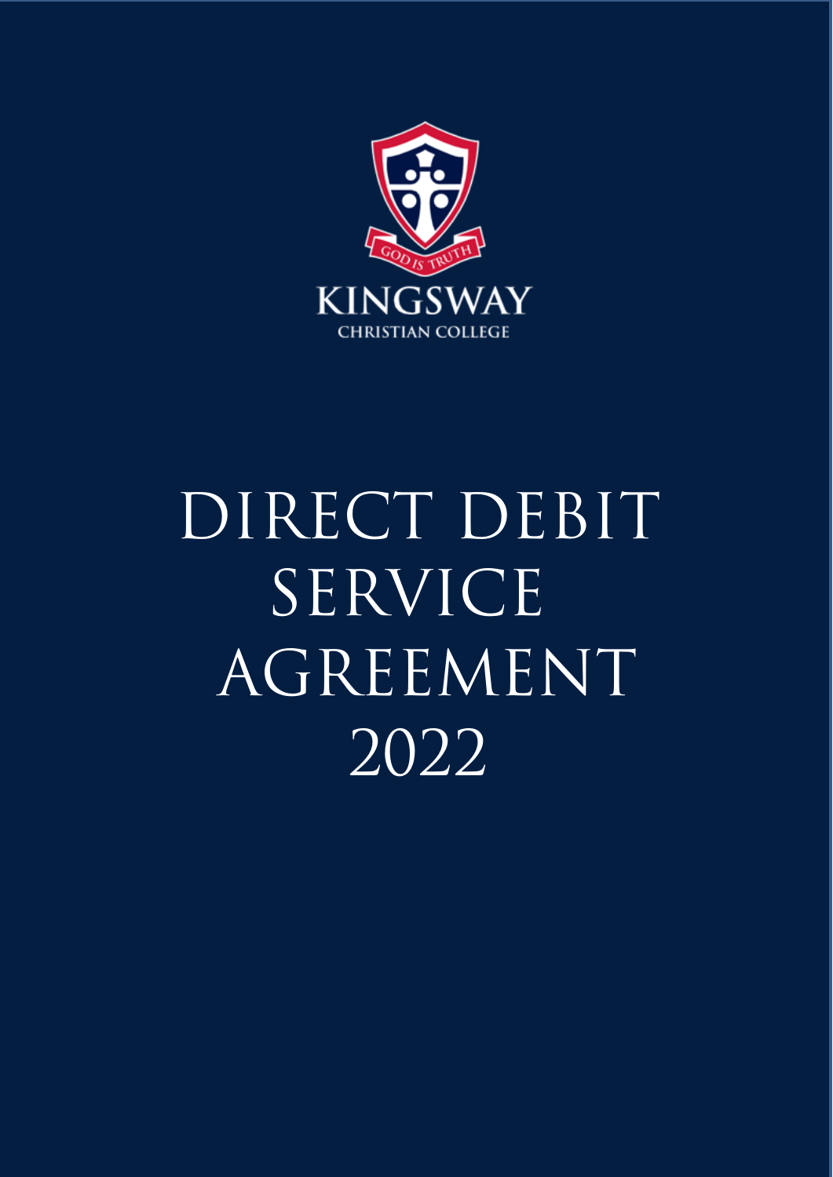GOD IS TRUTH

KINGSWAY

CHRISTIAN COLLEGE

# DIRECT DEBIT SERVICE AGREEMENT 2022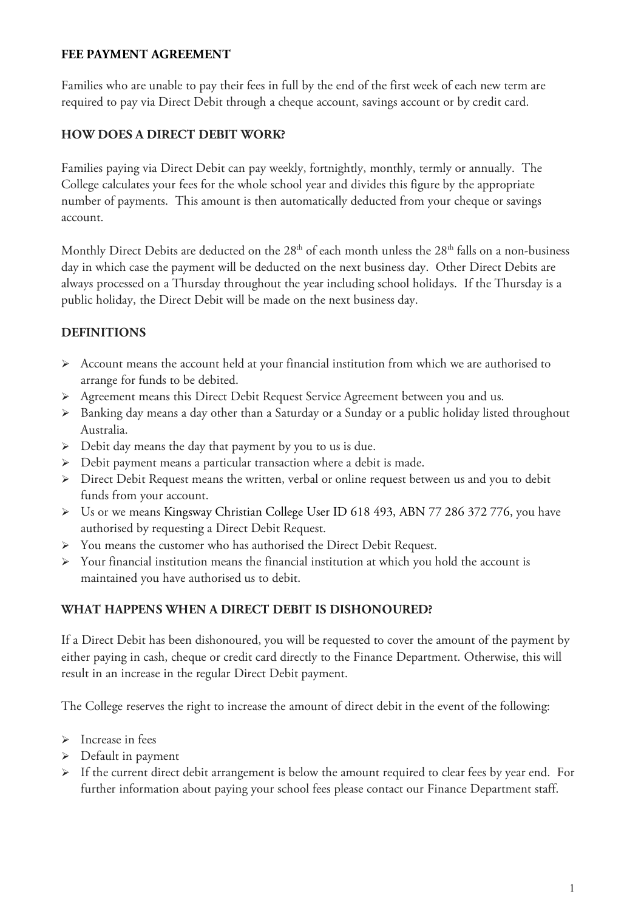**FEE PAYMENT AGREEMENT**

Families who are unable to pay their fees in full by the end of the first week of each new term are required to pay via Direct Debit through a cheque account, savings account or by credit card.

**HOW DOES A DIRECT DEBIT WORK?**

Families paying via Direct Debit can pay weekly, fortnightly, monthly, termly or annually. The College calculates your fees for the whole school year and divides this figure by the appropriate number of payments. This amount is then automatically deducted from your cheque or savings account.

Monthly Direct Debits are deducted on the 28th of each month unless the 28th falls on a non-business day in which case the payment will be deducted on the next business day. Other Direct Debits are always processed on a Thursday throughout the year including school holidays. If the Thursday is a public holiday, the Direct Debit will be made on the next business day.

**DEFINITIONS**

- Account means the account held at your financial institution from which we are authorised to arrange for funds to be debited.
- Agreement means this Direct Debit Request Service Agreement between you and us.
- Banking day means a day other than a Saturday or a Sunday or a public holiday listed throughout Australia.
- Debit day means the day that payment by you to us is due.
- Debit payment means a particular transaction where a debit is made.
- Direct Debit Request means the written, verbal or online request between us and you to debit funds from your account.
- Us or we means Kingsway Christian College User ID 618 493, ABN 77 286 372 776, you have authorised by requesting a Direct Debit Request.
- You means the customer who has authorised the Direct Debit Request.
- Your financial institution means the financial institution at which you hold the account is maintained you have authorised us to debit.

**WHAT HAPPENS WHEN A DIRECT DEBIT IS DISHONOURED?**

If a Direct Debit has been dishonoured, you will be requested to cover the amount of the payment by either paying in cash, cheque or credit card directly to the Finance Department. Otherwise, this will result in an increase in the regular Direct Debit payment.

The College reserves the right to increase the amount of direct debit in the event of the following:

- Increase in fees
- Default in payment
- If the current direct debit arrangement is below the amount required to clear fees by year end. For further information about paying your school fees please contact our Finance Department staff.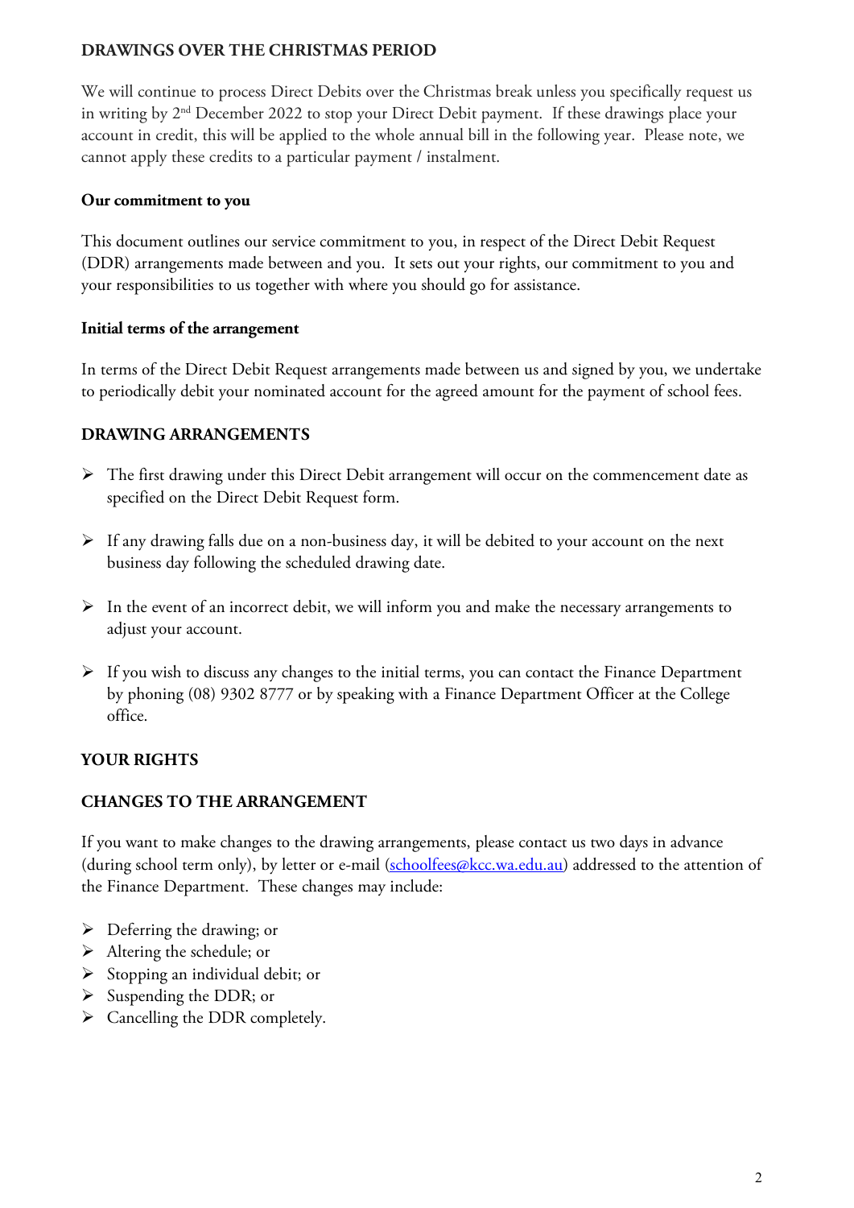## DRAWINGS OVER THE CHRISTMAS PERIOD

We will continue to process Direct Debits over the Christmas break unless you specifically request us in writing by 2nd December 2022 to stop your Direct Debit payment. If these drawings place your account in credit, this will be applied to the whole annual bill in the following year. Please note, we cannot apply these credits to a particular payment / instalment.

### Our commitment to you

This document outlines our service commitment to you, in respect of the Direct Debit Request (DDR) arrangements made between and you. It sets out your rights, our commitment to you and your responsibilities to us together with where you should go for assistance.

### Initial terms of the arrangement

In terms of the Direct Debit Request arrangements made between us and signed by you, we undertake to periodically debit your nominated account for the agreed amount for the payment of school fees.

## DRAWING ARRANGEMENTS

- The first drawing under this Direct Debit arrangement will occur on the commencement date as specified on the Direct Debit Request form.
- If any drawing falls due on a non-business day, it will be debited to your account on the next business day following the scheduled drawing date.
- In the event of an incorrect debit, we will inform you and make the necessary arrangements to adjust your account.
- If you wish to discuss any changes to the initial terms, you can contact the Finance Department by phoning (08) 9302 8777 or by speaking with a Finance Department Officer at the College office.

## YOUR RIGHTS

## CHANGES TO THE ARRANGEMENT

If you want to make changes to the drawing arrangements, please contact us two days in advance (during school term only), by letter or e-mail (schoolfees@kcc.wa.edu.au) addressed to the attention of the Finance Department. These changes may include:

- Deferring the drawing; or
- Altering the schedule; or
- Stopping an individual debit; or
- Suspending the DDR; or
- Cancelling the DDR completely.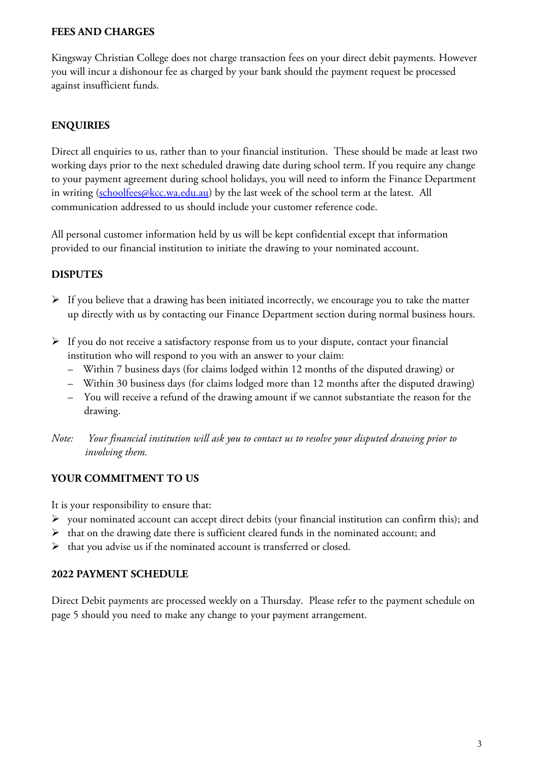## FEES AND CHARGES

Kingsway Christian College does not charge transaction fees on your direct debit payments. However you will incur a dishonour fee as charged by your bank should the payment request be processed against insufficient funds.

## ENQUIRIES

Direct all enquiries to us, rather than to your financial institution. These should be made at least two working days prior to the next scheduled drawing date during school term. If you require any change to your payment agreement during school holidays, you will need to inform the Finance Department in writing ([schoolfees@kcc.wa.edu.au](mailto:schoolfees@kcc.wa.edu.au)) by the last week of the school term at the latest. All communication addressed to us should include your customer reference code.

All personal customer information held by us will be kept confidential except that information provided to our financial institution to initiate the drawing to your nominated account.

## DISPUTES

- If you believe that a drawing has been initiated incorrectly, we encourage you to take the matter up directly with us by contacting our Finance Department section during normal business hours.
- If you do not receive a satisfactory response from us to your dispute, contact your financial institution who will respond to you with an answer to your claim:
  - Within 7 business days (for claims lodged within 12 months of the disputed drawing) or
  - Within 30 business days (for claims lodged more than 12 months after the disputed drawing)
  - You will receive a refund of the drawing amount if we cannot substantiate the reason for the drawing.

*Note: Your financial institution will ask you to contact us to resolve your disputed drawing prior to involving them.*

## YOUR COMMITMENT TO US

It is your responsibility to ensure that:

- your nominated account can accept direct debits (your financial institution can confirm this); and
- that on the drawing date there is sufficient cleared funds in the nominated account; and
- that you advise us if the nominated account is transferred or closed.

## 2022 PAYMENT SCHEDULE

Direct Debit payments are processed weekly on a Thursday. Please refer to the payment schedule on page 5 should you need to make any change to your payment arrangement.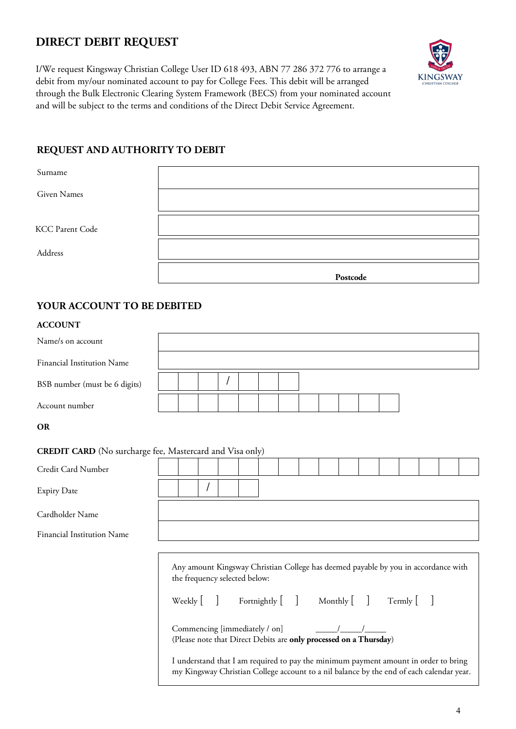# DIRECT DEBIT REQUEST

I/We request Kingsway Christian College User ID 618 493, ABN 77 286 372 776 to arrange a debit from my/our nominated account to pay for College Fees. This debit will be arranged through the Bulk Electronic Clearing System Framework (BECS) from your nominated account and will be subject to the terms and conditions of the Direct Debit Service Agreement.

## REQUEST AND AUTHORITY TO DEBIT

| | |
|---|---|
| Surname | |
| Given Names | |
| KCC Parent Code | |
| Address | |
| | **Postcode** |

## YOUR ACCOUNT TO BE DEBITED

**ACCOUNT**

| | |
|---|---|
| Name/s on account | |
| Financial Institution Name | |
| BSB number (must be 6 digits) | _ _ _ / _ _ _ |
| Account number | |

**OR**

**CREDIT CARD** (No surcharge fee, Mastercard and Visa only)

| | |
|---|---|
| Credit Card Number | |
| Expiry Date | _ _ / _ _ |
| Cardholder Name | |
| Financial Institution Name | |

Any amount Kingsway Christian College has deemed payable by you in accordance with the frequency selected below:

Weekly [ ]   Fortnightly [ ]   Monthly [ ]   Termly [ ]

Commencing [immediately / on] _____/_____/_____
(Please note that Direct Debits are **only processed on a Thursday**)

I understand that I am required to pay the minimum payment amount in order to bring my Kingsway Christian College account to a nil balance by the end of each calendar year.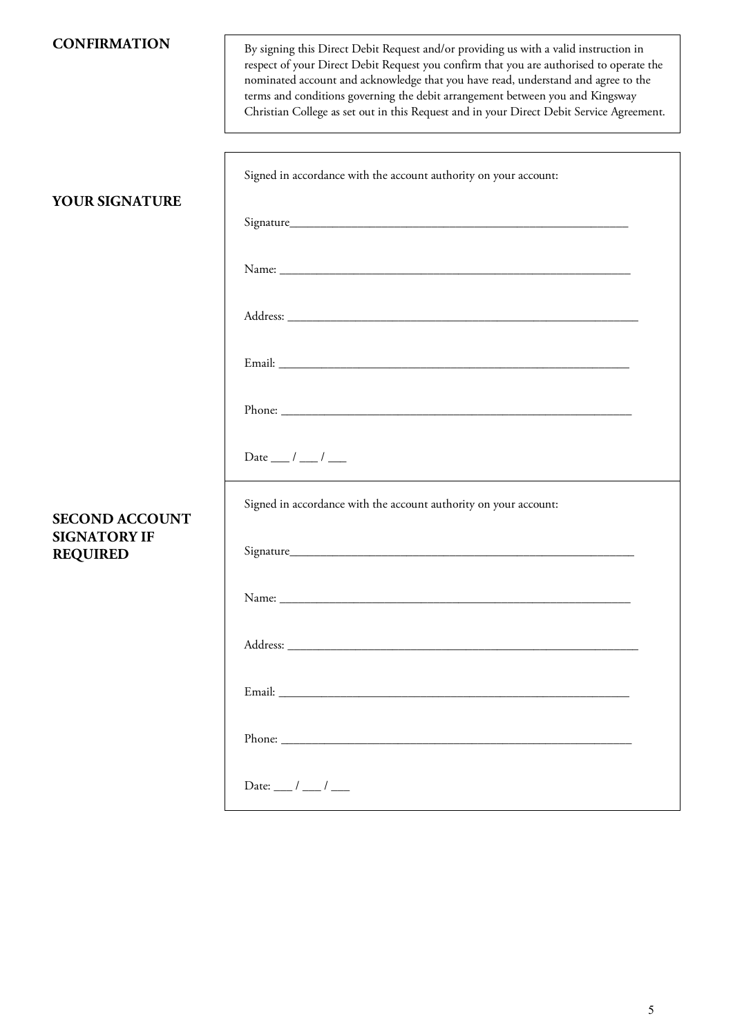**CONFIRMATION**

By signing this Direct Debit Request and/or providing us with a valid instruction in respect of your Direct Debit Request you confirm that you are authorised to operate the nominated account and acknowledge that you have read, understand and agree to the terms and conditions governing the debit arrangement between you and Kingsway Christian College as set out in this Request and in your Direct Debit Service Agreement.

**YOUR SIGNATURE**

Signed in accordance with the account authority on your account:

Signature_______________________________________________

Name: _______________________________________________

Address: _______________________________________________

Email: _______________________________________________

Phone: _______________________________________________

Date ___ / ___ / ___

**SECOND ACCOUNT SIGNATORY IF REQUIRED**

Signed in accordance with the account authority on your account:

Signature_______________________________________________

Name: _______________________________________________

Address: _______________________________________________

Email: _______________________________________________

Phone: _______________________________________________

Date: ___ / ___ / ___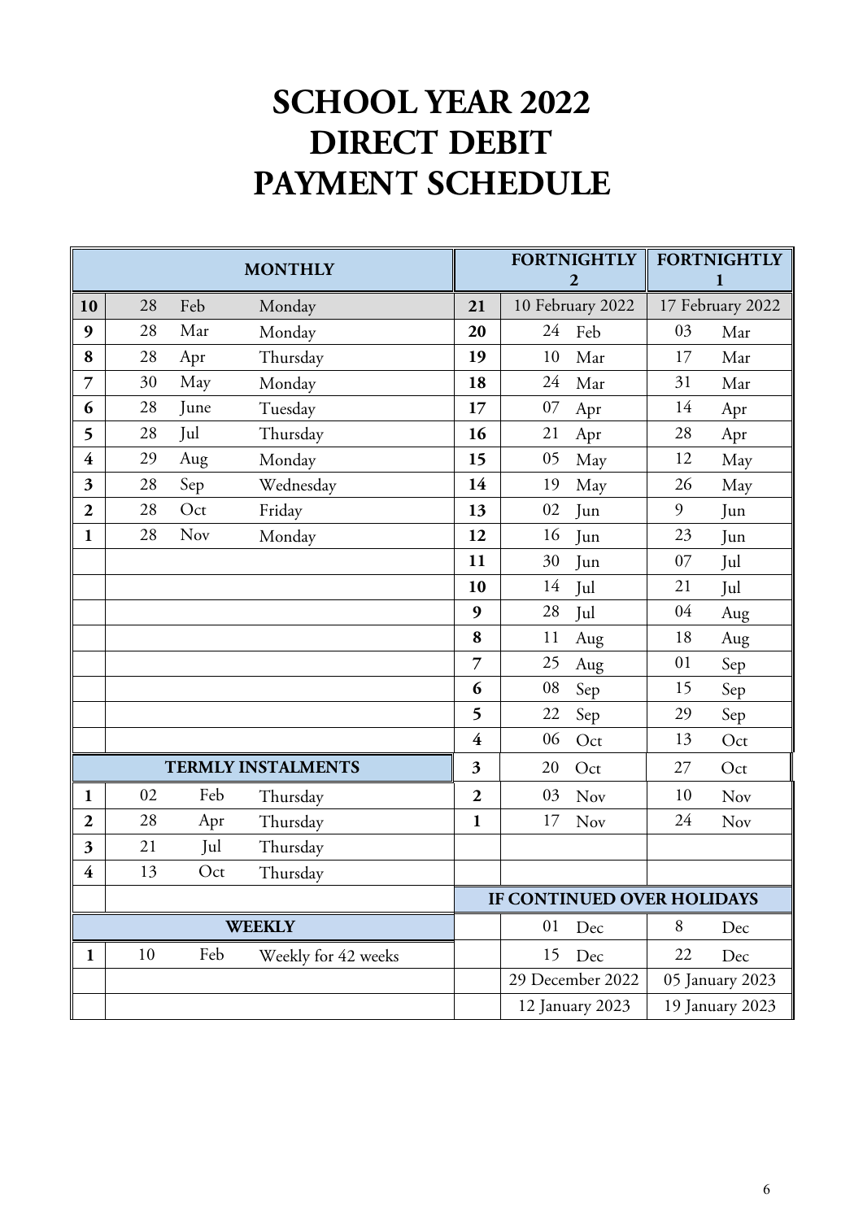# SCHOOL YEAR 2022
# DIRECT DEBIT
# PAYMENT SCHEDULE

| MONTHLY | | | | | FORTNIGHTLY 2 | FORTNIGHTLY 1 |
|---|---|---|---|---|---|---|
| **10** | 28 | Feb | Monday | **21** | 10 February 2022 | 17 February 2022 |
| **9** | 28 | Mar | Monday | **20** | 24 Feb | 03 Mar |
| **8** | 28 | Apr | Thursday | **19** | 10 Mar | 17 Mar |
| **7** | 30 | May | Monday | **18** | 24 Mar | 31 Mar |
| **6** | 28 | June | Tuesday | **17** | 07 Apr | 14 Apr |
| **5** | 28 | Jul | Thursday | **16** | 21 Apr | 28 Apr |
| **4** | 29 | Aug | Monday | **15** | 05 May | 12 May |
| **3** | 28 | Sep | Wednesday | **14** | 19 May | 26 May |
| **2** | 28 | Oct | Friday | **13** | 02 Jun | 9 Jun |
| **1** | 28 | Nov | Monday | **12** | 16 Jun | 23 Jun |
| | | | | **11** | 30 Jun | 07 Jul |
| | | | | **10** | 14 Jul | 21 Jul |
| | | | | **9** | 28 Jul | 04 Aug |
| | | | | **8** | 11 Aug | 18 Aug |
| | | | | **7** | 25 Aug | 01 Sep |
| | | | | **6** | 08 Sep | 15 Sep |
| | | | | **5** | 22 Sep | 29 Sep |
| | | | | **4** | 06 Oct | 13 Oct |
| **TERMLY INSTALMENTS** | | | | **3** | 20 Oct | 27 Oct |
| **1** | 02 | Feb | Thursday | **2** | 03 Nov | 10 Nov |
| **2** | 28 | Apr | Thursday | **1** | 17 Nov | 24 Nov |
| **3** | 21 | Jul | Thursday | | | |
| **4** | 13 | Oct | Thursday | | | |
| | | | | **IF CONTINUED OVER HOLIDAYS** | | |
| **WEEKLY** | | | | | 01 Dec | 8 Dec |
| **1** | 10 | Feb | Weekly for 42 weeks | | 15 Dec | 22 Dec |
| | | | | | 29 December 2022 | 05 January 2023 |
| | | | | | 12 January 2023 | 19 January 2023 |